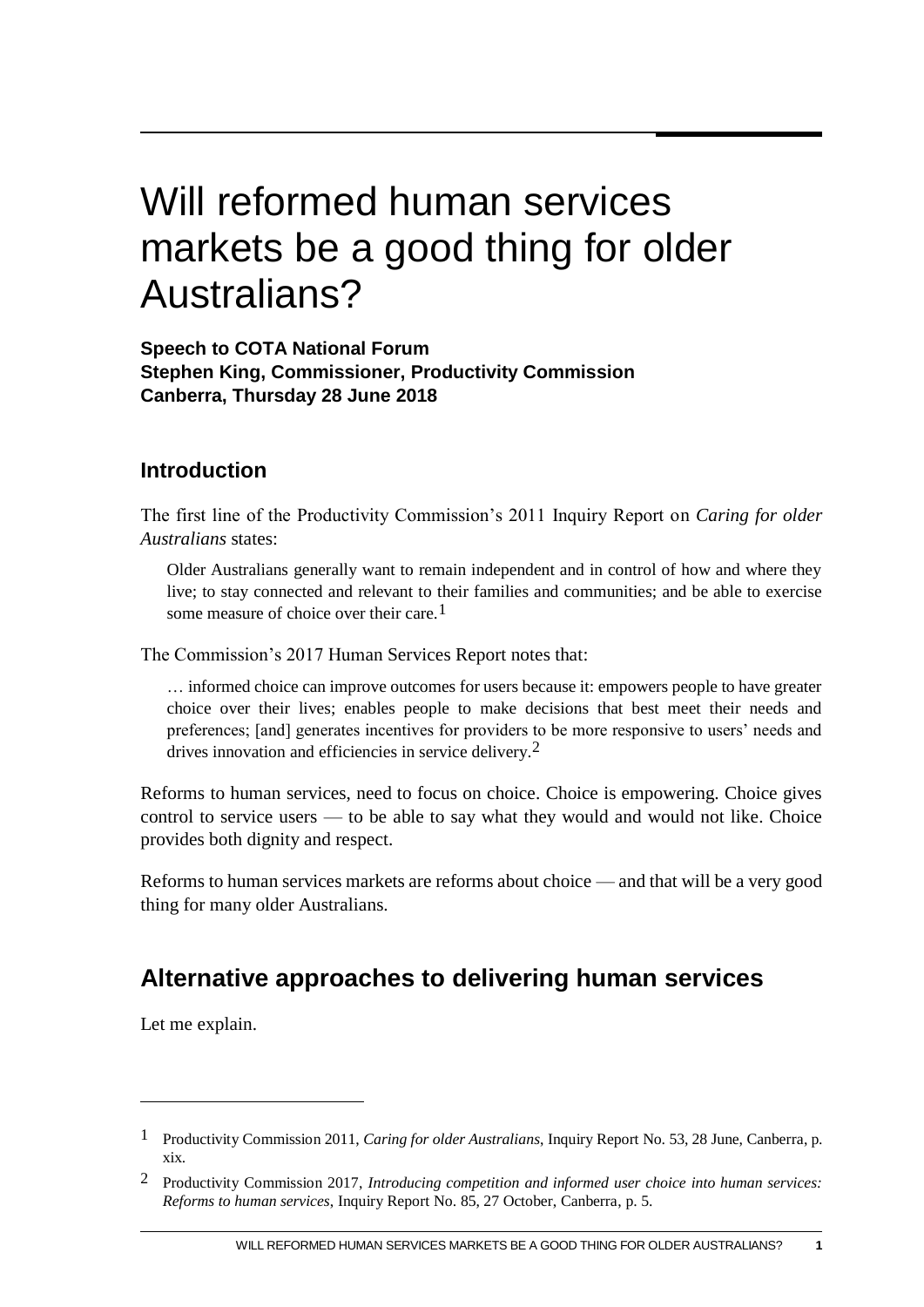# Will reformed human services markets be a good thing for older Australians?

**Speech to COTA National Forum**
**Stephen King, Commissioner, Productivity Commission**
**Canberra, Thursday 28 June 2018**

### Introduction

The first line of the Productivity Commission's 2011 Inquiry Report on *Caring for older Australians* states:

> Older Australians generally want to remain independent and in control of how and where they live; to stay connected and relevant to their families and communities; and be able to exercise some measure of choice over their care.[1]

The Commission's 2017 Human Services Report notes that:

> … informed choice can improve outcomes for users because it: empowers people to have greater choice over their lives; enables people to make decisions that best meet their needs and preferences; [and] generates incentives for providers to be more responsive to users' needs and drives innovation and efficiencies in service delivery.[2]

Reforms to human services, need to focus on choice. Choice is empowering. Choice gives control to service users — to be able to say what they would and would not like. Choice provides both dignity and respect.

Reforms to human services markets are reforms about choice — and that will be a very good thing for many older Australians.

## Alternative approaches to delivering human services

Let me explain.

---

[1] Productivity Commission 2011, *Caring for older Australians*, Inquiry Report No. 53, 28 June, Canberra, p. xix.

[2] Productivity Commission 2017, *Introducing competition and informed user choice into human services: Reforms to human services*, Inquiry Report No. 85, 27 October, Canberra, p. 5.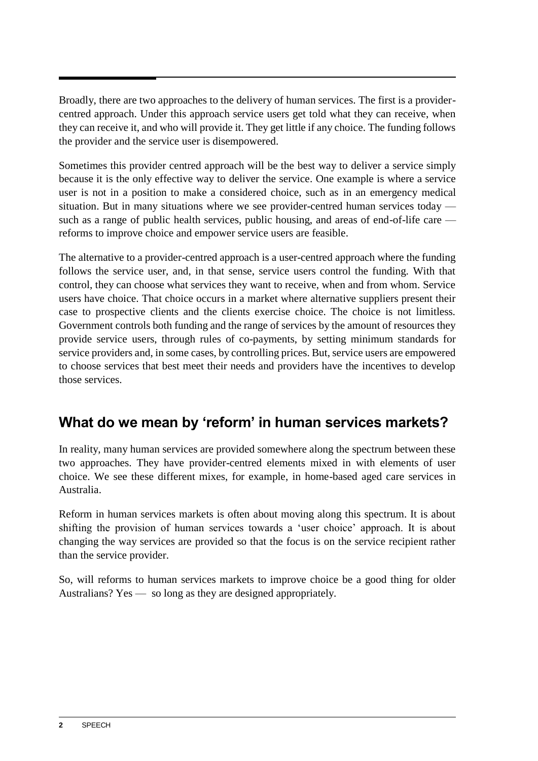Broadly, there are two approaches to the delivery of human services. The first is a provider-centred approach. Under this approach service users get told what they can receive, when they can receive it, and who will provide it. They get little if any choice. The funding follows the provider and the service user is disempowered.

Sometimes this provider centred approach will be the best way to deliver a service simply because it is the only effective way to deliver the service. One example is where a service user is not in a position to make a considered choice, such as in an emergency medical situation. But in many situations where we see provider-centred human services today — such as a range of public health services, public housing, and areas of end-of-life care — reforms to improve choice and empower service users are feasible.

The alternative to a provider-centred approach is a user-centred approach where the funding follows the service user, and, in that sense, service users control the funding. With that control, they can choose what services they want to receive, when and from whom. Service users have choice. That choice occurs in a market where alternative suppliers present their case to prospective clients and the clients exercise choice. The choice is not limitless. Government controls both funding and the range of services by the amount of resources they provide service users, through rules of co-payments, by setting minimum standards for service providers and, in some cases, by controlling prices. But, service users are empowered to choose services that best meet their needs and providers have the incentives to develop those services.

## What do we mean by 'reform' in human services markets?

In reality, many human services are provided somewhere along the spectrum between these two approaches. They have provider-centred elements mixed in with elements of user choice. We see these different mixes, for example, in home-based aged care services in Australia.

Reform in human services markets is often about moving along this spectrum. It is about shifting the provision of human services towards a 'user choice' approach. It is about changing the way services are provided so that the focus is on the service recipient rather than the service provider.

So, will reforms to human services markets to improve choice be a good thing for older Australians? Yes — so long as they are designed appropriately.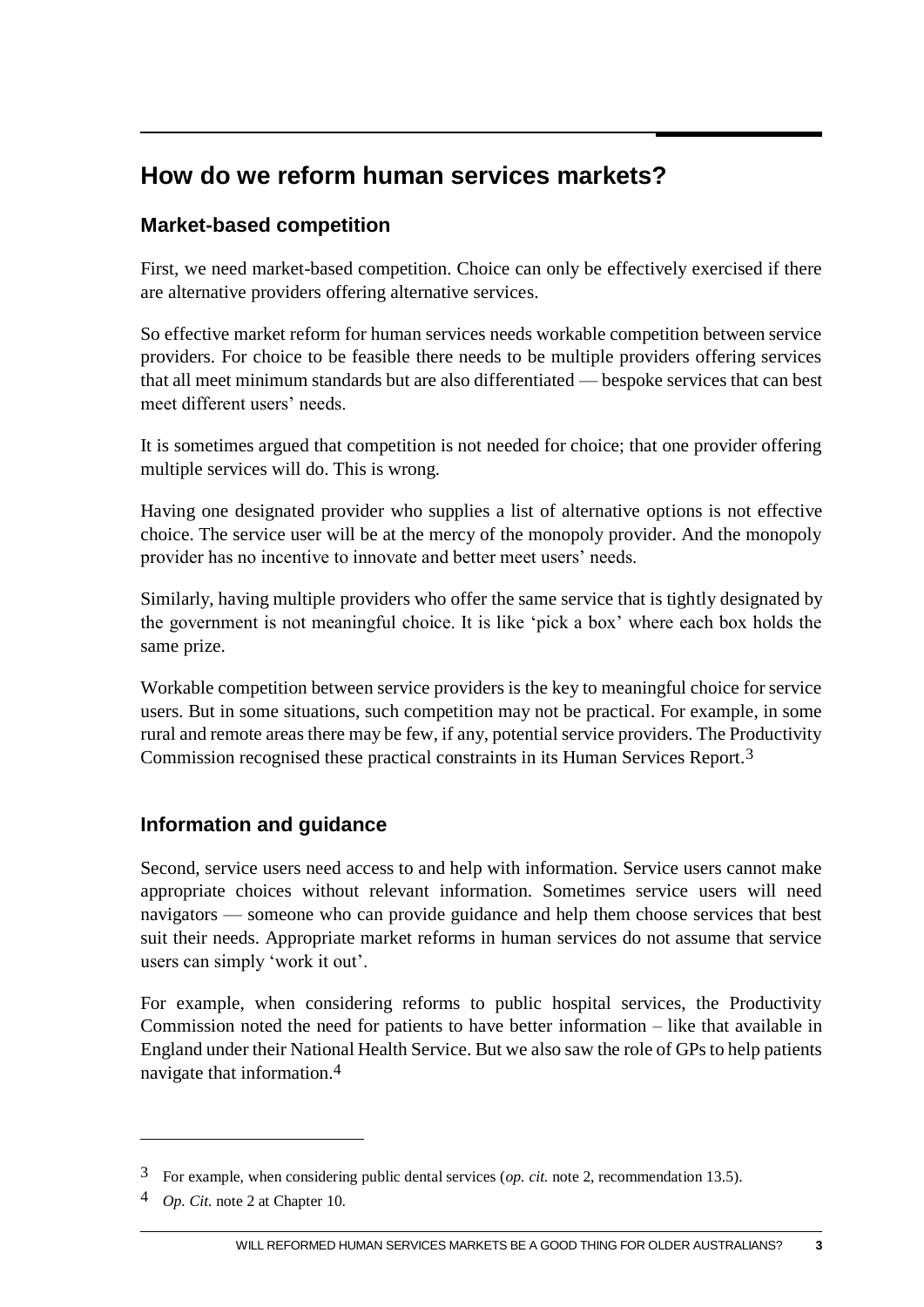## How do we reform human services markets?

### Market-based competition

First, we need market-based competition. Choice can only be effectively exercised if there are alternative providers offering alternative services.

So effective market reform for human services needs workable competition between service providers. For choice to be feasible there needs to be multiple providers offering services that all meet minimum standards but are also differentiated — bespoke services that can best meet different users' needs.

It is sometimes argued that competition is not needed for choice; that one provider offering multiple services will do. This is wrong.

Having one designated provider who supplies a list of alternative options is not effective choice. The service user will be at the mercy of the monopoly provider. And the monopoly provider has no incentive to innovate and better meet users' needs.

Similarly, having multiple providers who offer the same service that is tightly designated by the government is not meaningful choice. It is like 'pick a box' where each box holds the same prize.

Workable competition between service providers is the key to meaningful choice for service users. But in some situations, such competition may not be practical. For example, in some rural and remote areas there may be few, if any, potential service providers. The Productivity Commission recognised these practical constraints in its Human Services Report.[3]

### Information and guidance

Second, service users need access to and help with information. Service users cannot make appropriate choices without relevant information. Sometimes service users will need navigators — someone who can provide guidance and help them choose services that best suit their needs. Appropriate market reforms in human services do not assume that service users can simply 'work it out'.

For example, when considering reforms to public hospital services, the Productivity Commission noted the need for patients to have better information – like that available in England under their National Health Service. But we also saw the role of GPs to help patients navigate that information.[4]

---

[3] For example, when considering public dental services (*op. cit.* note 2, recommendation 13.5).

[4] *Op. Cit.* note 2 at Chapter 10.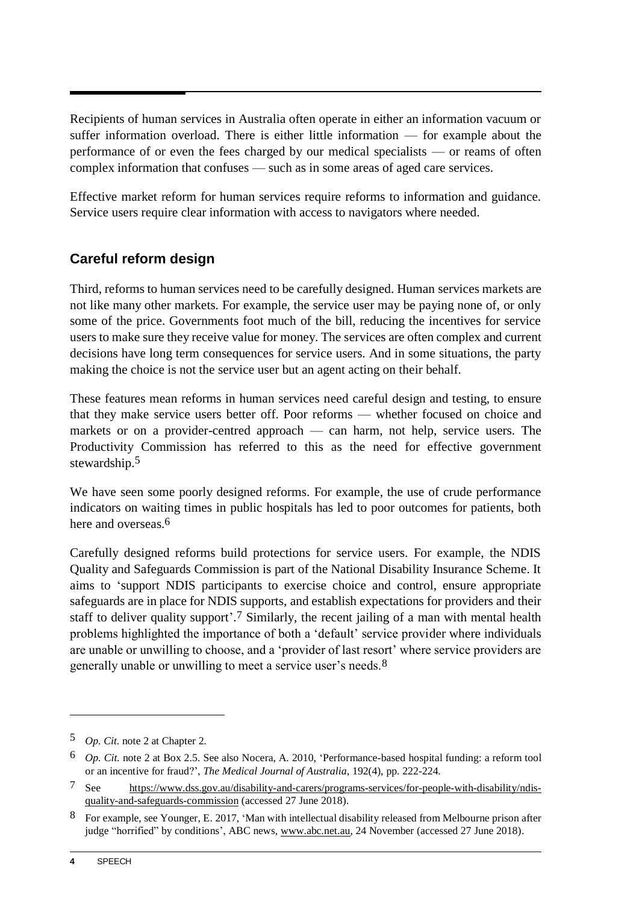Recipients of human services in Australia often operate in either an information vacuum or suffer information overload. There is either little information — for example about the performance of or even the fees charged by our medical specialists — or reams of often complex information that confuses — such as in some areas of aged care services.

Effective market reform for human services require reforms to information and guidance. Service users require clear information with access to navigators where needed.

## Careful reform design

Third, reforms to human services need to be carefully designed. Human services markets are not like many other markets. For example, the service user may be paying none of, or only some of the price. Governments foot much of the bill, reducing the incentives for service users to make sure they receive value for money. The services are often complex and current decisions have long term consequences for service users. And in some situations, the party making the choice is not the service user but an agent acting on their behalf.

These features mean reforms in human services need careful design and testing, to ensure that they make service users better off. Poor reforms — whether focused on choice and markets or on a provider-centred approach — can harm, not help, service users. The Productivity Commission has referred to this as the need for effective government stewardship.[5]

We have seen some poorly designed reforms. For example, the use of crude performance indicators on waiting times in public hospitals has led to poor outcomes for patients, both here and overseas.[6]

Carefully designed reforms build protections for service users. For example, the NDIS Quality and Safeguards Commission is part of the National Disability Insurance Scheme. It aims to 'support NDIS participants to exercise choice and control, ensure appropriate safeguards are in place for NDIS supports, and establish expectations for providers and their staff to deliver quality support'.[7] Similarly, the recent jailing of a man with mental health problems highlighted the importance of both a 'default' service provider where individuals are unable or unwilling to choose, and a 'provider of last resort' where service providers are generally unable or unwilling to meet a service user's needs.[8]

---

5 *Op. Cit.* note 2 at Chapter 2.

6 *Op. Cit.* note 2 at Box 2.5. See also Nocera, A. 2010, 'Performance-based hospital funding: a reform tool or an incentive for fraud?', *The Medical Journal of Australia*, 192(4), pp. 222-224.

7 See https://www.dss.gov.au/disability-and-carers/programs-services/for-people-with-disability/ndis-quality-and-safeguards-commission (accessed 27 June 2018).

8 For example, see Younger, E. 2017, 'Man with intellectual disability released from Melbourne prison after judge "horrified" by conditions', ABC news, www.abc.net.au, 24 November (accessed 27 June 2018).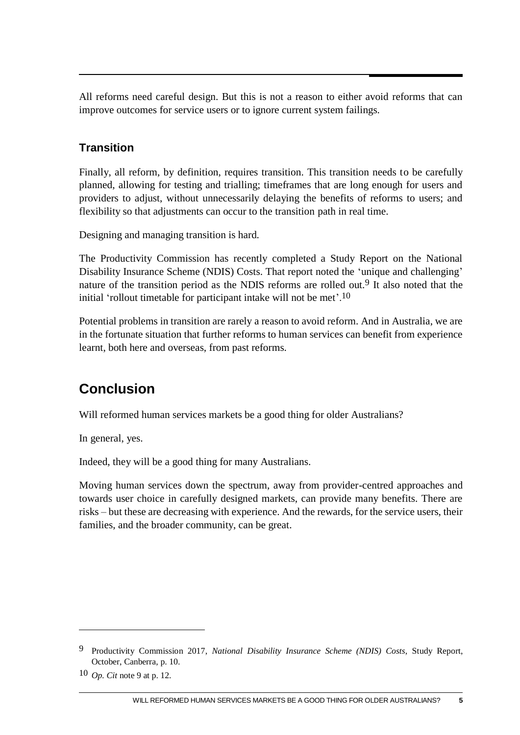All reforms need careful design. But this is not a reason to either avoid reforms that can improve outcomes for service users or to ignore current system failings.

### Transition

Finally, all reform, by definition, requires transition. This transition needs to be carefully planned, allowing for testing and trialling; timeframes that are long enough for users and providers to adjust, without unnecessarily delaying the benefits of reforms to users; and flexibility so that adjustments can occur to the transition path in real time.

Designing and managing transition is hard.

The Productivity Commission has recently completed a Study Report on the National Disability Insurance Scheme (NDIS) Costs. That report noted the 'unique and challenging' nature of the transition period as the NDIS reforms are rolled out.[9] It also noted that the initial 'rollout timetable for participant intake will not be met'.[10]

Potential problems in transition are rarely a reason to avoid reform. And in Australia, we are in the fortunate situation that further reforms to human services can benefit from experience learnt, both here and overseas, from past reforms.

## Conclusion

Will reformed human services markets be a good thing for older Australians?

In general, yes.

Indeed, they will be a good thing for many Australians.

Moving human services down the spectrum, away from provider-centred approaches and towards user choice in carefully designed markets, can provide many benefits. There are risks – but these are decreasing with experience. And the rewards, for the service users, their families, and the broader community, can be great.

---

[9] Productivity Commission 2017, *National Disability Insurance Scheme (NDIS) Costs*, Study Report, October, Canberra, p. 10.

[10] *Op. Cit* note 9 at p. 12.